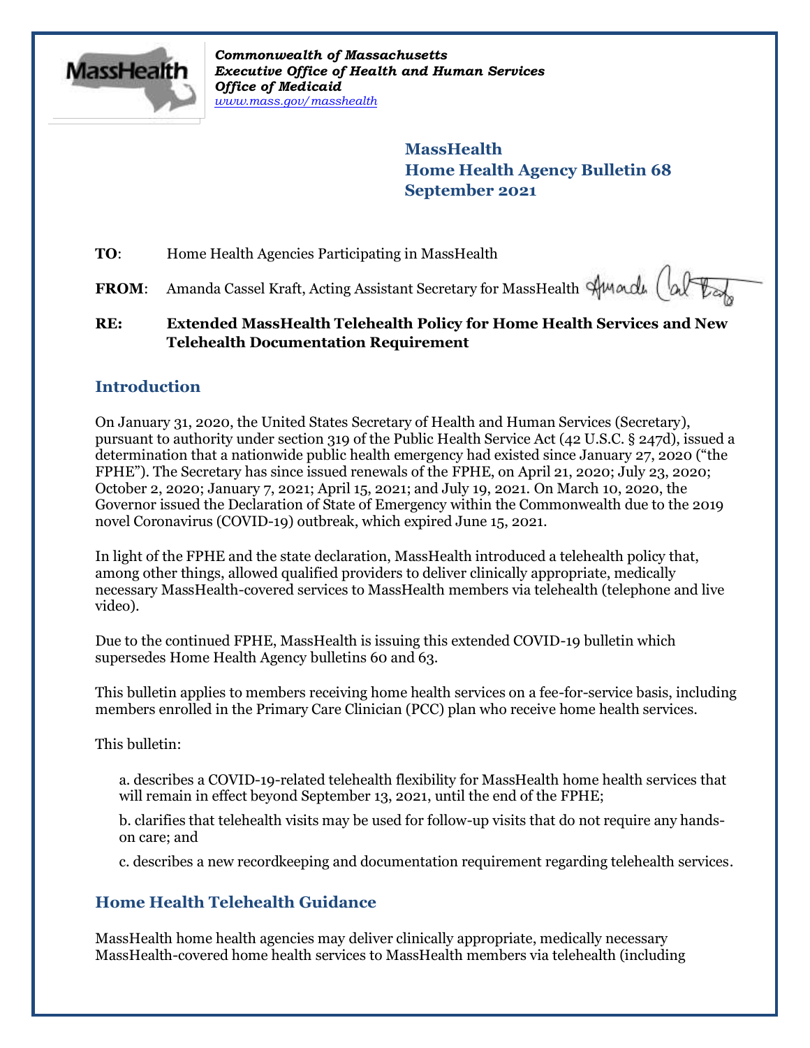*Commonwealth of Massachusetts*
*Executive Office of Health and Human Services*
*Office of Medicaid*
*www.mass.gov/masshealth*

**MassHealth**
**Home Health Agency Bulletin 68**
**September 2021**

**TO**: Home Health Agencies Participating in MassHealth

**FROM**: Amanda Cassel Kraft, Acting Assistant Secretary for MassHealth

**RE: Extended MassHealth Telehealth Policy for Home Health Services and New Telehealth Documentation Requirement**

## Introduction

On January 31, 2020, the United States Secretary of Health and Human Services (Secretary), pursuant to authority under section 319 of the Public Health Service Act (42 U.S.C. § 247d), issued a determination that a nationwide public health emergency had existed since January 27, 2020 ("the FPHE"). The Secretary has since issued renewals of the FPHE, on April 21, 2020; July 23, 2020; October 2, 2020; January 7, 2021; April 15, 2021; and July 19, 2021. On March 10, 2020, the Governor issued the Declaration of State of Emergency within the Commonwealth due to the 2019 novel Coronavirus (COVID-19) outbreak, which expired June 15, 2021.

In light of the FPHE and the state declaration, MassHealth introduced a telehealth policy that, among other things, allowed qualified providers to deliver clinically appropriate, medically necessary MassHealth-covered services to MassHealth members via telehealth (telephone and live video).

Due to the continued FPHE, MassHealth is issuing this extended COVID-19 bulletin which supersedes Home Health Agency bulletins 60 and 63.

This bulletin applies to members receiving home health services on a fee-for-service basis, including members enrolled in the Primary Care Clinician (PCC) plan who receive home health services.

This bulletin:

a. describes a COVID-19-related telehealth flexibility for MassHealth home health services that will remain in effect beyond September 13, 2021, until the end of the FPHE;

b. clarifies that telehealth visits may be used for follow-up visits that do not require any hands-on care; and

c. describes a new recordkeeping and documentation requirement regarding telehealth services.

## Home Health Telehealth Guidance

MassHealth home health agencies may deliver clinically appropriate, medically necessary MassHealth-covered home health services to MassHealth members via telehealth (including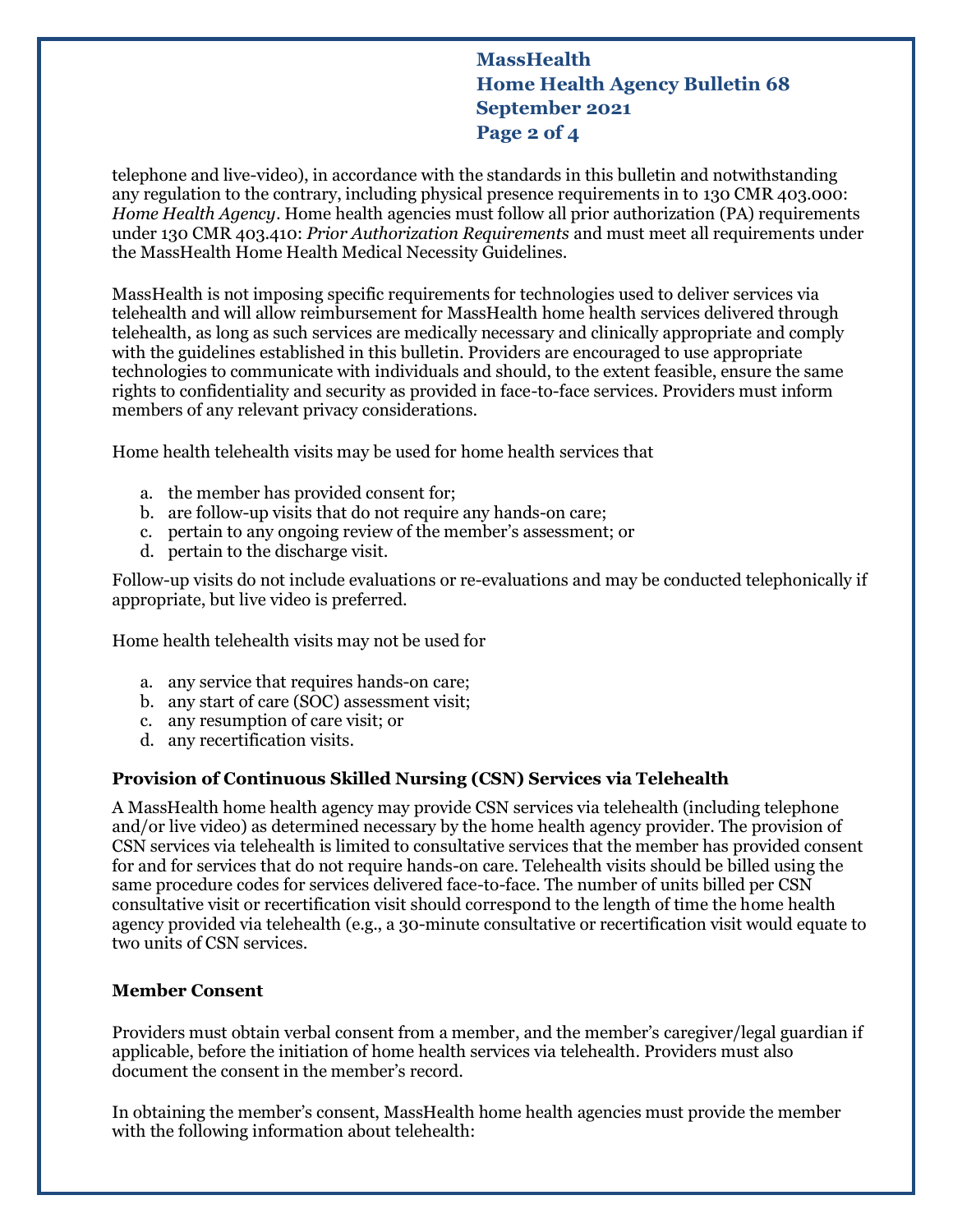telephone and live-video), in accordance with the standards in this bulletin and notwithstanding any regulation to the contrary, including physical presence requirements in to 130 CMR 403.000: *Home Health Agency*. Home health agencies must follow all prior authorization (PA) requirements under 130 CMR 403.410: *Prior Authorization Requirements* and must meet all requirements under the MassHealth Home Health Medical Necessity Guidelines.

MassHealth is not imposing specific requirements for technologies used to deliver services via telehealth and will allow reimbursement for MassHealth home health services delivered through telehealth, as long as such services are medically necessary and clinically appropriate and comply with the guidelines established in this bulletin. Providers are encouraged to use appropriate technologies to communicate with individuals and should, to the extent feasible, ensure the same rights to confidentiality and security as provided in face-to-face services. Providers must inform members of any relevant privacy considerations.

Home health telehealth visits may be used for home health services that

a. the member has provided consent for;
b. are follow-up visits that do not require any hands-on care;
c. pertain to any ongoing review of the member's assessment; or
d. pertain to the discharge visit.

Follow-up visits do not include evaluations or re-evaluations and may be conducted telephonically if appropriate, but live video is preferred.

Home health telehealth visits may not be used for

a. any service that requires hands-on care;
b. any start of care (SOC) assessment visit;
c. any resumption of care visit; or
d. any recertification visits.

### Provision of Continuous Skilled Nursing (CSN) Services via Telehealth

A MassHealth home health agency may provide CSN services via telehealth (including telephone and/or live video) as determined necessary by the home health agency provider. The provision of CSN services via telehealth is limited to consultative services that the member has provided consent for and for services that do not require hands-on care. Telehealth visits should be billed using the same procedure codes for services delivered face-to-face. The number of units billed per CSN consultative visit or recertification visit should correspond to the length of time the home health agency provided via telehealth (e.g., a 30-minute consultative or recertification visit would equate to two units of CSN services.

### Member Consent

Providers must obtain verbal consent from a member, and the member's caregiver/legal guardian if applicable, before the initiation of home health services via telehealth. Providers must also document the consent in the member's record.

In obtaining the member's consent, MassHealth home health agencies must provide the member with the following information about telehealth: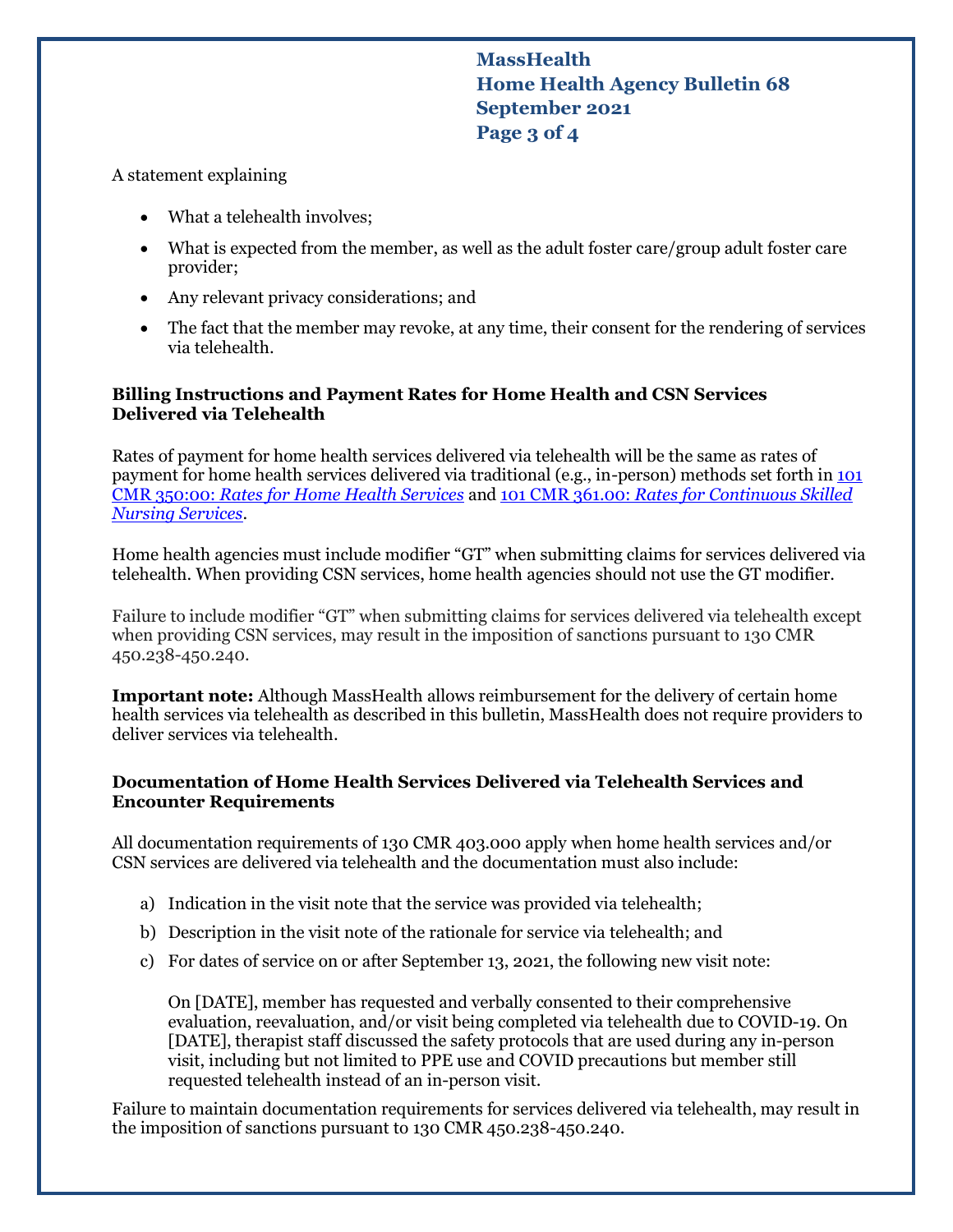A statement explaining

- What a telehealth involves;
- What is expected from the member, as well as the adult foster care/group adult foster care provider;
- Any relevant privacy considerations; and
- The fact that the member may revoke, at any time, their consent for the rendering of services via telehealth.

### Billing Instructions and Payment Rates for Home Health and CSN Services Delivered via Telehealth

Rates of payment for home health services delivered via telehealth will be the same as rates of payment for home health services delivered via traditional (e.g., in-person) methods set forth in [101 CMR 350:00: *Rates for Home Health Services*]() and [101 CMR 361.00: *Rates for Continuous Skilled Nursing Services*]().

Home health agencies must include modifier "GT" when submitting claims for services delivered via telehealth. When providing CSN services, home health agencies should not use the GT modifier.

Failure to include modifier "GT" when submitting claims for services delivered via telehealth except when providing CSN services, may result in the imposition of sanctions pursuant to 130 CMR 450.238-450.240.

**Important note:** Although MassHealth allows reimbursement for the delivery of certain home health services via telehealth as described in this bulletin, MassHealth does not require providers to deliver services via telehealth.

### Documentation of Home Health Services Delivered via Telehealth Services and Encounter Requirements

All documentation requirements of 130 CMR 403.000 apply when home health services and/or CSN services are delivered via telehealth and the documentation must also include:

a) Indication in the visit note that the service was provided via telehealth;

b) Description in the visit note of the rationale for service via telehealth; and

c) For dates of service on or after September 13, 2021, the following new visit note:

   On [DATE], member has requested and verbally consented to their comprehensive evaluation, reevaluation, and/or visit being completed via telehealth due to COVID-19. On [DATE], therapist staff discussed the safety protocols that are used during any in-person visit, including but not limited to PPE use and COVID precautions but member still requested telehealth instead of an in-person visit.

Failure to maintain documentation requirements for services delivered via telehealth, may result in the imposition of sanctions pursuant to 130 CMR 450.238-450.240.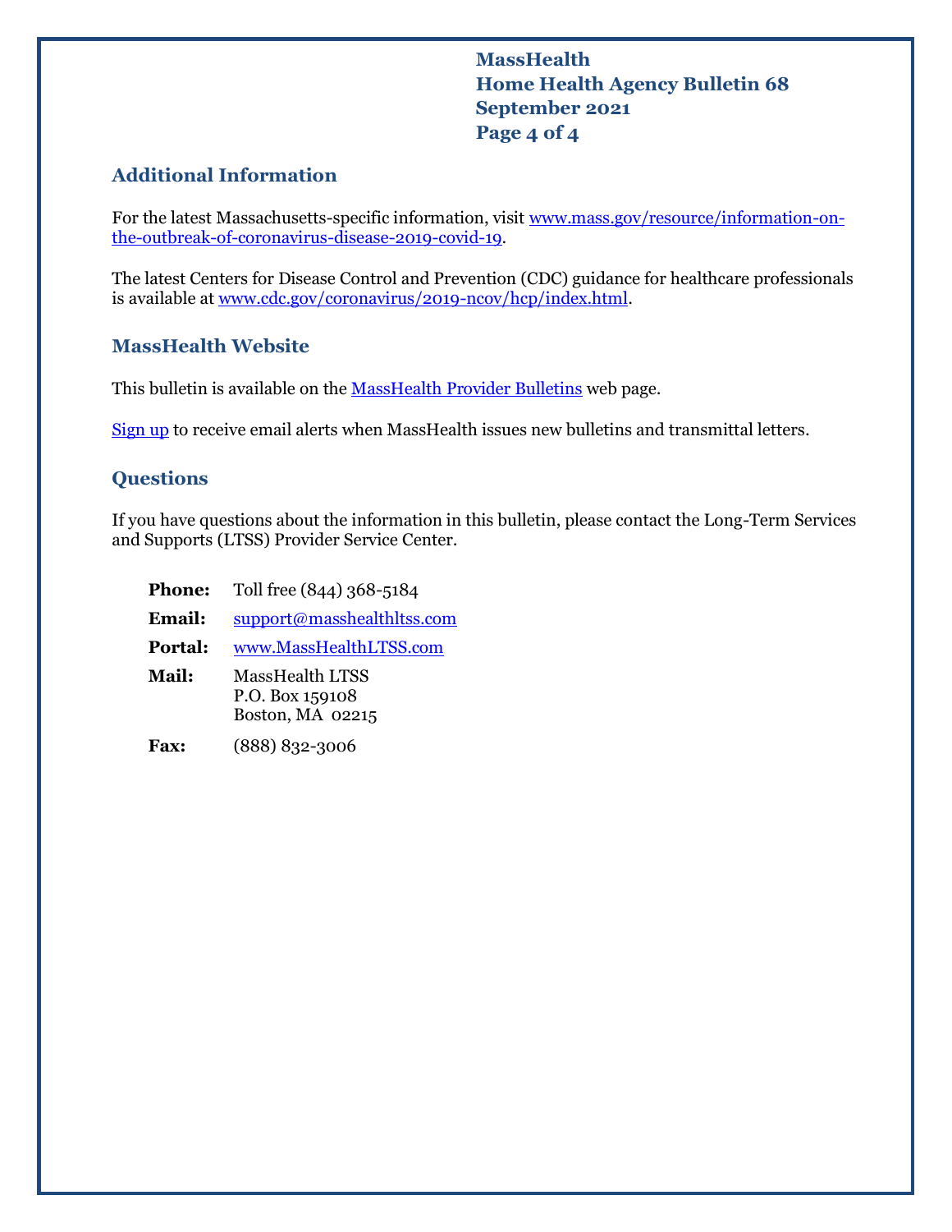## Additional Information

For the latest Massachusetts-specific information, visit [www.mass.gov/resource/information-on-the-outbreak-of-coronavirus-disease-2019-covid-19](www.mass.gov/resource/information-on-the-outbreak-of-coronavirus-disease-2019-covid-19).

The latest Centers for Disease Control and Prevention (CDC) guidance for healthcare professionals is available at [www.cdc.gov/coronavirus/2019-ncov/hcp/index.html](www.cdc.gov/coronavirus/2019-ncov/hcp/index.html).

## MassHealth Website

This bulletin is available on the MassHealth Provider Bulletins web page.

Sign up to receive email alerts when MassHealth issues new bulletins and transmittal letters.

## Questions

If you have questions about the information in this bulletin, please contact the Long-Term Services and Supports (LTSS) Provider Service Center.

| | |
|---|---|
| **Phone:** | Toll free (844) 368-5184 |
| **Email:** | support@masshealthltss.com |
| **Portal:** | www.MassHealthLTSS.com |
| **Mail:** | MassHealth LTSS<br>P.O. Box 159108<br>Boston, MA 02215 |
| **Fax:** | (888) 832-3006 |